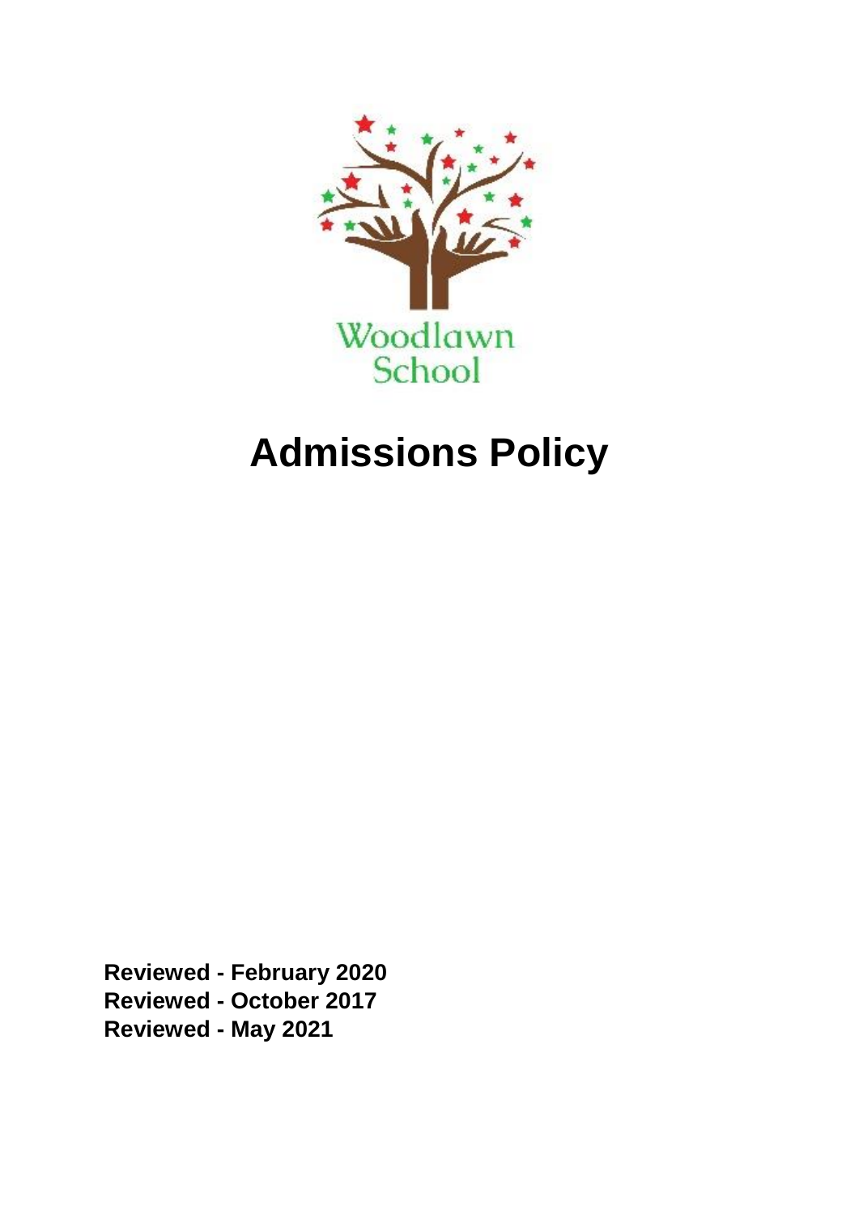Woodlawn School

# Admissions Policy

**Reviewed - February 2020**
**Reviewed - October 2017**
**Reviewed - May 2021**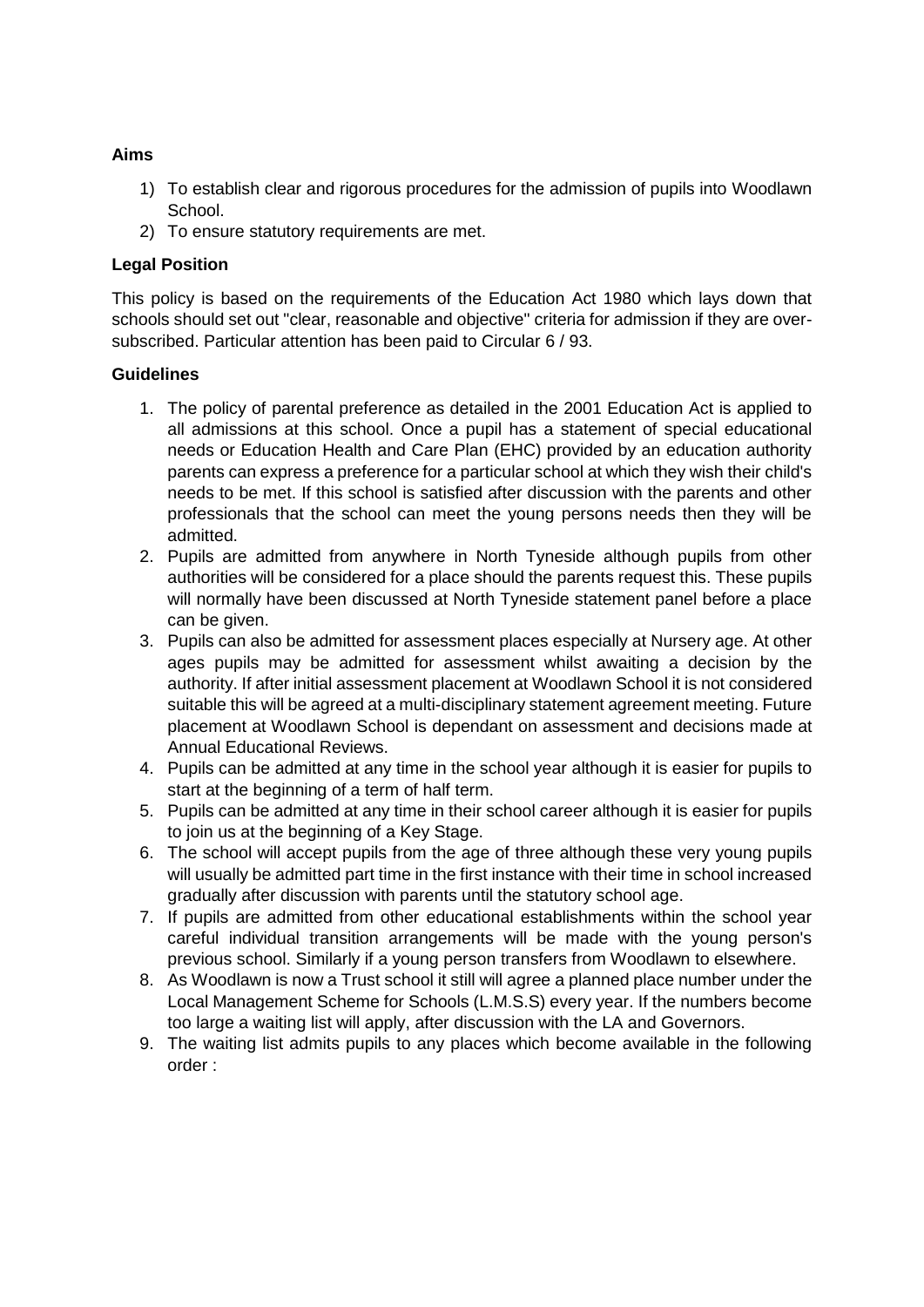**Aims**

1) To establish clear and rigorous procedures for the admission of pupils into Woodlawn School.
2) To ensure statutory requirements are met.

**Legal Position**

This policy is based on the requirements of the Education Act 1980 which lays down that schools should set out "clear, reasonable and objective" criteria for admission if they are over-subscribed. Particular attention has been paid to Circular 6 / 93.

**Guidelines**

1. The policy of parental preference as detailed in the 2001 Education Act is applied to all admissions at this school. Once a pupil has a statement of special educational needs or Education Health and Care Plan (EHC) provided by an education authority parents can express a preference for a particular school at which they wish their child's needs to be met. If this school is satisfied after discussion with the parents and other professionals that the school can meet the young persons needs then they will be admitted.
2. Pupils are admitted from anywhere in North Tyneside although pupils from other authorities will be considered for a place should the parents request this. These pupils will normally have been discussed at North Tyneside statement panel before a place can be given.
3. Pupils can also be admitted for assessment places especially at Nursery age. At other ages pupils may be admitted for assessment whilst awaiting a decision by the authority. If after initial assessment placement at Woodlawn School it is not considered suitable this will be agreed at a multi-disciplinary statement agreement meeting. Future placement at Woodlawn School is dependant on assessment and decisions made at Annual Educational Reviews.
4. Pupils can be admitted at any time in the school year although it is easier for pupils to start at the beginning of a term of half term.
5. Pupils can be admitted at any time in their school career although it is easier for pupils to join us at the beginning of a Key Stage.
6. The school will accept pupils from the age of three although these very young pupils will usually be admitted part time in the first instance with their time in school increased gradually after discussion with parents until the statutory school age.
7. If pupils are admitted from other educational establishments within the school year careful individual transition arrangements will be made with the young person's previous school. Similarly if a young person transfers from Woodlawn to elsewhere.
8. As Woodlawn is now a Trust school it still will agree a planned place number under the Local Management Scheme for Schools (L.M.S.S) every year. If the numbers become too large a waiting list will apply, after discussion with the LA and Governors.
9. The waiting list admits pupils to any places which become available in the following order :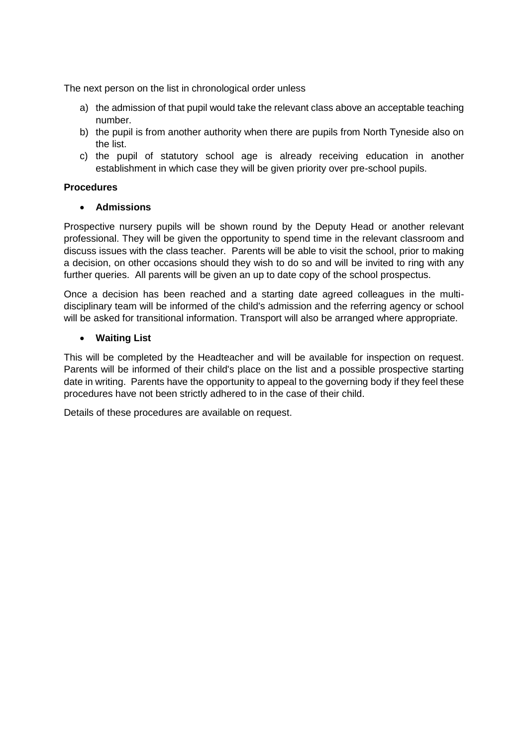The next person on the list in chronological order unless

a) the admission of that pupil would take the relevant class above an acceptable teaching number.
b) the pupil is from another authority when there are pupils from North Tyneside also on the list.
c) the pupil of statutory school age is already receiving education in another establishment in which case they will be given priority over pre-school pupils.

**Procedures**

- **Admissions**

Prospective nursery pupils will be shown round by the Deputy Head or another relevant professional. They will be given the opportunity to spend time in the relevant classroom and discuss issues with the class teacher. Parents will be able to visit the school, prior to making a decision, on other occasions should they wish to do so and will be invited to ring with any further queries. All parents will be given an up to date copy of the school prospectus.

Once a decision has been reached and a starting date agreed colleagues in the multi-disciplinary team will be informed of the child's admission and the referring agency or school will be asked for transitional information. Transport will also be arranged where appropriate.

- **Waiting List**

This will be completed by the Headteacher and will be available for inspection on request. Parents will be informed of their child's place on the list and a possible prospective starting date in writing. Parents have the opportunity to appeal to the governing body if they feel these procedures have not been strictly adhered to in the case of their child.

Details of these procedures are available on request.